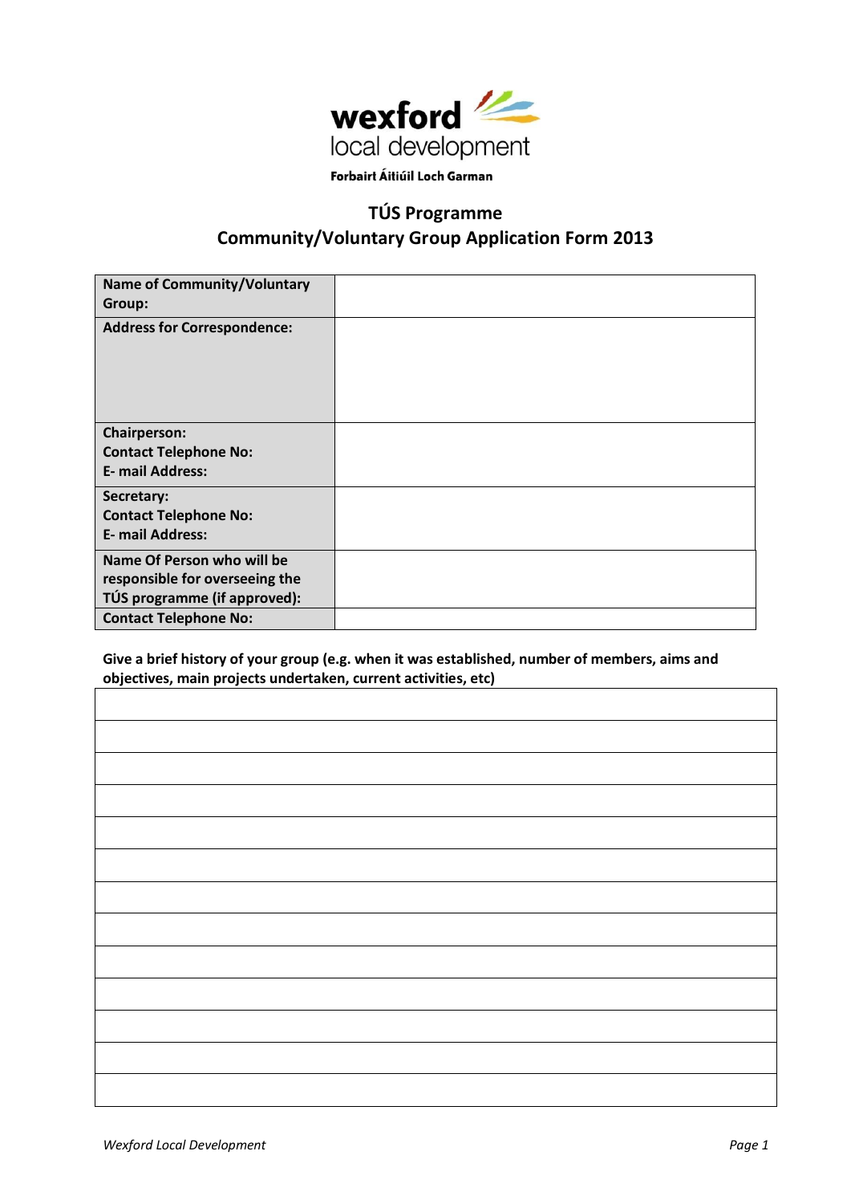**wexford**
local development
**Forbairt Áitiúil Loch Garman**

## TÚS Programme
## Community/Voluntary Group Application Form 2013

| | |
|---|---|
| **Name of Community/Voluntary Group:** | |
| **Address for Correspondence:** | |
| **Chairperson:**<br>**Contact Telephone No:**<br>**E- mail Address:** | |
| **Secretary:**<br>**Contact Telephone No:**<br>**E- mail Address:** | |
| **Name Of Person who will be responsible for overseeing the TÚS programme (if approved):** | |
| **Contact Telephone No:** | |

**Give a brief history of your group (e.g. when it was established, number of members, aims and objectives, main projects undertaken, current activities, etc)**

| |
|---|
| |
| |
| |
| |
| |
| |
| |
| |
| |
| |
| |
| |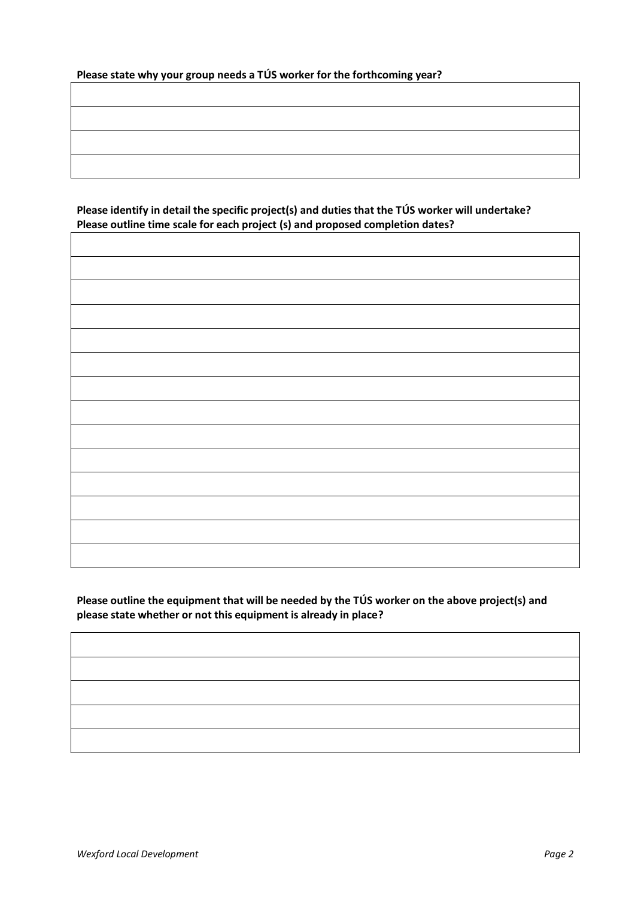**Please state why your group needs a TÚS worker for the forthcoming year?**

| |
|---|
| |
| |
| |

**Please identify in detail the specific project(s) and duties that the TÚS worker will undertake? Please outline time scale for each project (s) and proposed completion dates?**

| |
|---|
| |
| |
| |
| |
| |
| |
| |
| |
| |
| |
| |
| |
| |

**Please outline the equipment that will be needed by the TÚS worker on the above project(s) and please state whether or not this equipment is already in place?**

| |
|---|
| |
| |
| |
| |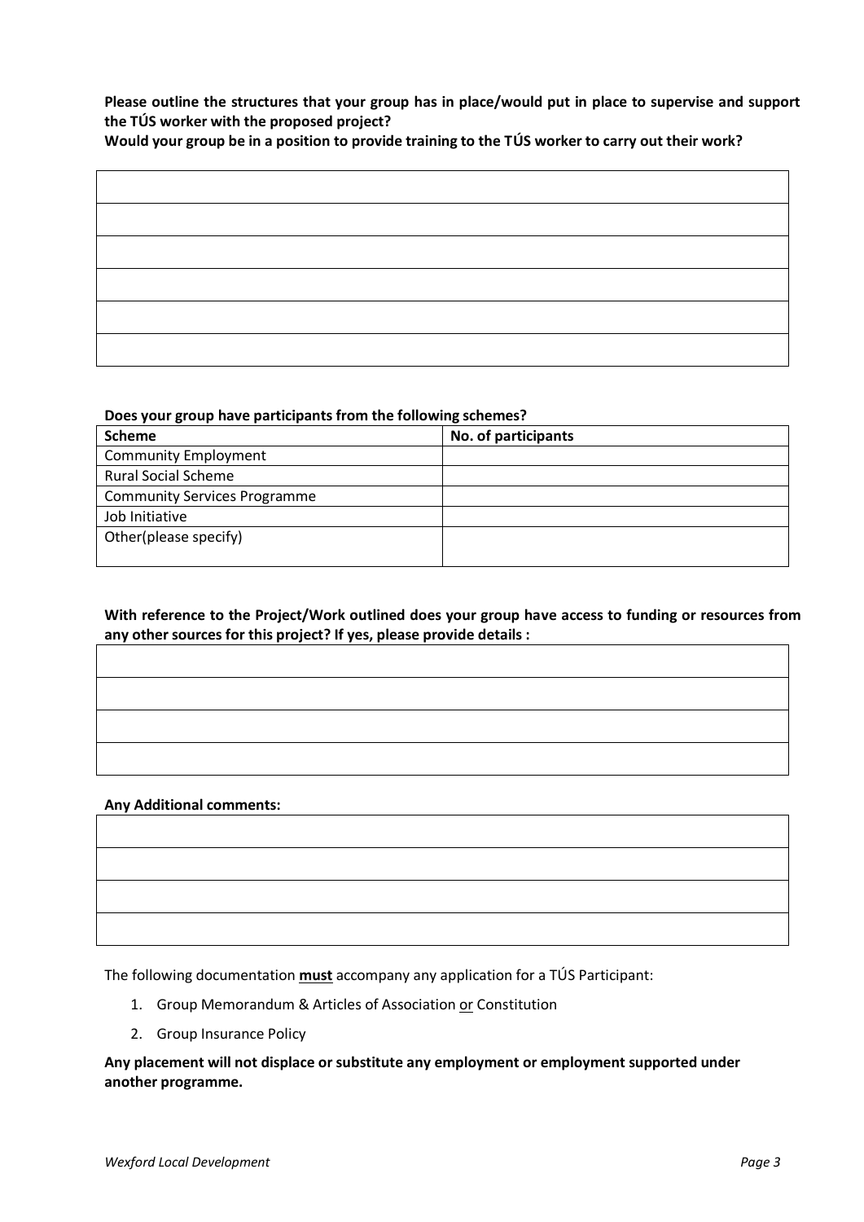**Please outline the structures that your group has in place/would put in place to supervise and support the TÚS worker with the proposed project?**
**Would your group be in a position to provide training to the TÚS worker to carry out their work?**

| |
|---|
| |
| |
| |
| |
| |
| |

**Does your group have participants from the following schemes?**

| Scheme | No. of participants |
|---|---|
| Community Employment | |
| Rural Social Scheme | |
| Community Services Programme | |
| Job Initiative | |
| Other(please specify) | |

**With reference to the Project/Work outlined does your group have access to funding or resources from any other sources for this project? If yes, please provide details :**

| |
|---|
| |
| |
| |
| |

**Any Additional comments:**

| |
|---|
| |
| |
| |
| |

The following documentation **must** accompany any application for a TÚS Participant:

1. Group Memorandum & Articles of Association or Constitution
2. Group Insurance Policy

**Any placement will not displace or substitute any employment or employment supported under another programme.**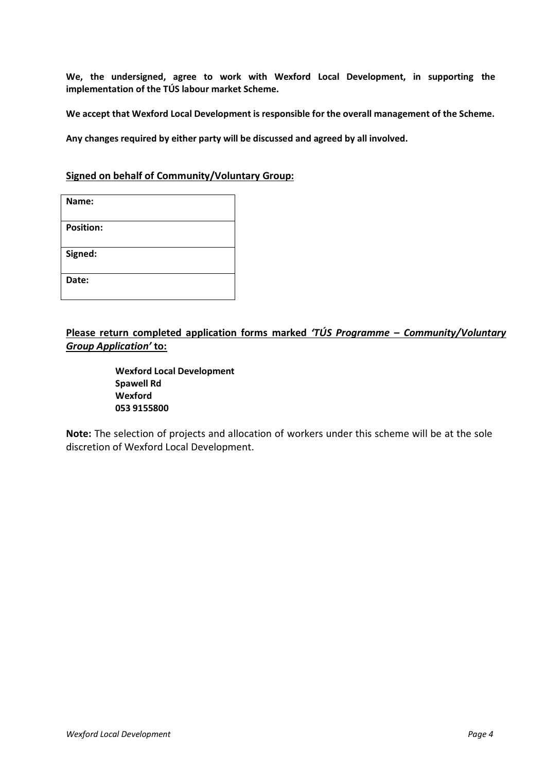**We, the undersigned, agree to work with Wexford Local Development, in supporting the implementation of the TÚS labour market Scheme.**

**We accept that Wexford Local Development is responsible for the overall management of the Scheme.**

**Any changes required by either party will be discussed and agreed by all involved.**

**Signed on behalf of Community/Voluntary Group:**

| | |
|---|---|
| **Name:** | |
| **Position:** | |
| **Signed:** | |
| **Date:** | |

**Please return completed application forms marked *'TÚS Programme – Community/Voluntary Group Application'* to:**

**Wexford Local Development**
**Spawell Rd**
**Wexford**
**053 9155800**

**Note:** The selection of projects and allocation of workers under this scheme will be at the sole discretion of Wexford Local Development.